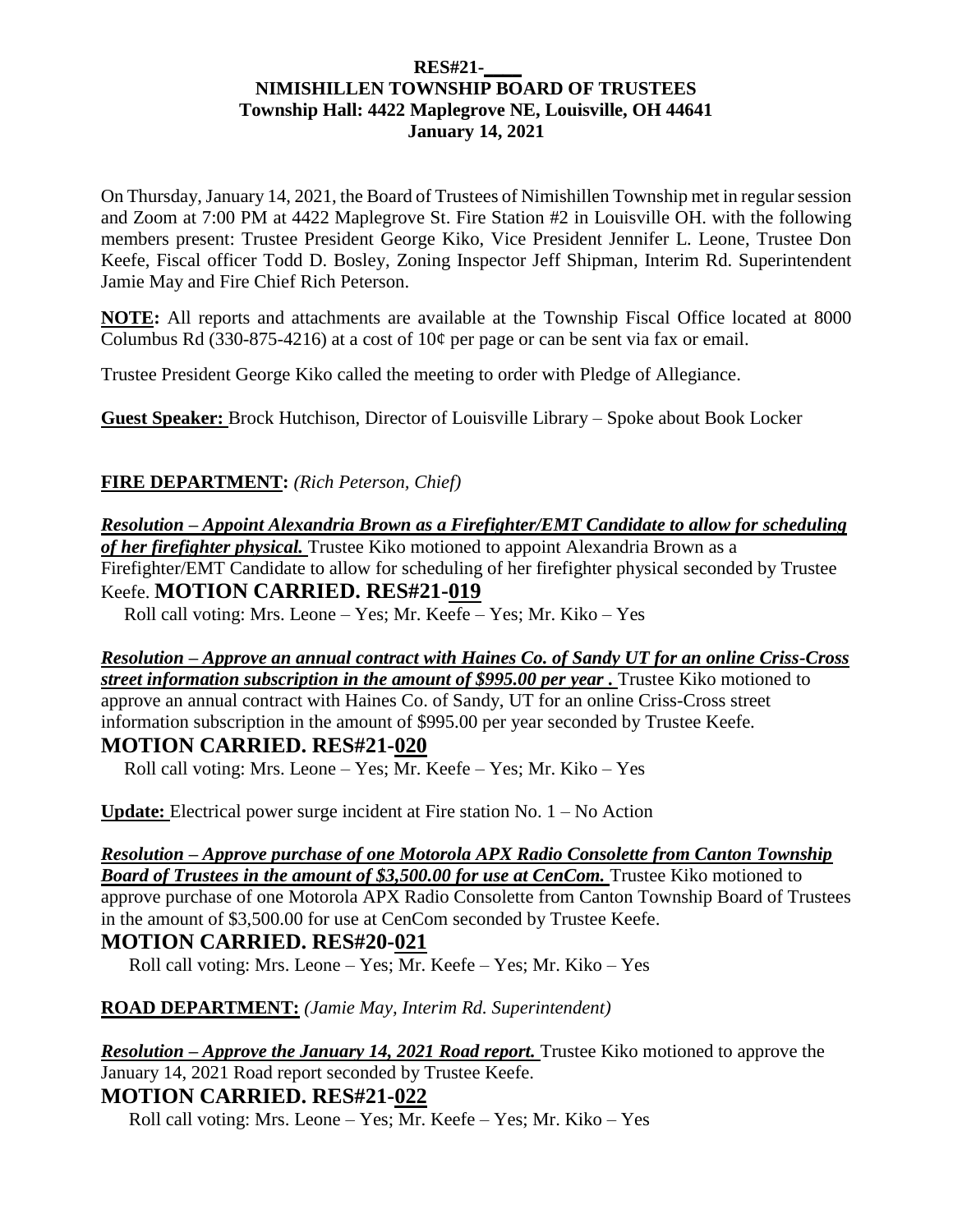**RES#21-____**
**NIMISHILLEN TOWNSHIP BOARD OF TRUSTEES**
**Township Hall: 4422 Maplegrove NE, Louisville, OH 44641**
**January 14, 2021**

On Thursday, January 14, 2021, the Board of Trustees of Nimishillen Township met in regular session and Zoom at 7:00 PM at 4422 Maplegrove St. Fire Station #2 in Louisville OH. with the following members present: Trustee President George Kiko, Vice President Jennifer L. Leone, Trustee Don Keefe, Fiscal officer Todd D. Bosley, Zoning Inspector Jeff Shipman, Interim Rd. Superintendent Jamie May and Fire Chief Rich Peterson.

**NOTE:** All reports and attachments are available at the Township Fiscal Office located at 8000 Columbus Rd (330-875-4216) at a cost of 10¢ per page or can be sent via fax or email.

Trustee President George Kiko called the meeting to order with Pledge of Allegiance.

**Guest Speaker:** Brock Hutchison, Director of Louisville Library – Spoke about Book Locker

**FIRE DEPARTMENT:** *(Rich Peterson, Chief)*

***Resolution – Appoint Alexandria Brown as a Firefighter/EMT Candidate to allow for scheduling of her firefighter physical.*** Trustee Kiko motioned to appoint Alexandria Brown as a Firefighter/EMT Candidate to allow for scheduling of her firefighter physical seconded by Trustee Keefe. **MOTION CARRIED. RES#21-019**

Roll call voting: Mrs. Leone – Yes; Mr. Keefe – Yes; Mr. Kiko – Yes

***Resolution – Approve an annual contract with Haines Co. of Sandy UT for an online Criss-Cross street information subscription in the amount of $995.00 per year .*** Trustee Kiko motioned to approve an annual contract with Haines Co. of Sandy, UT for an online Criss-Cross street information subscription in the amount of $995.00 per year seconded by Trustee Keefe.

**MOTION CARRIED. RES#21-020**

Roll call voting: Mrs. Leone – Yes; Mr. Keefe – Yes; Mr. Kiko – Yes

**Update:** Electrical power surge incident at Fire station No. 1 – No Action

***Resolution – Approve purchase of one Motorola APX Radio Consolette from Canton Township Board of Trustees in the amount of $3,500.00 for use at CenCom.*** Trustee Kiko motioned to approve purchase of one Motorola APX Radio Consolette from Canton Township Board of Trustees in the amount of $3,500.00 for use at CenCom seconded by Trustee Keefe.

**MOTION CARRIED. RES#20-021**

Roll call voting: Mrs. Leone – Yes; Mr. Keefe – Yes; Mr. Kiko – Yes

**ROAD DEPARTMENT:** *(Jamie May, Interim Rd. Superintendent)*

***Resolution – Approve the January 14, 2021 Road report.*** Trustee Kiko motioned to approve the January 14, 2021 Road report seconded by Trustee Keefe.

**MOTION CARRIED. RES#21-022**

Roll call voting: Mrs. Leone – Yes; Mr. Keefe – Yes; Mr. Kiko – Yes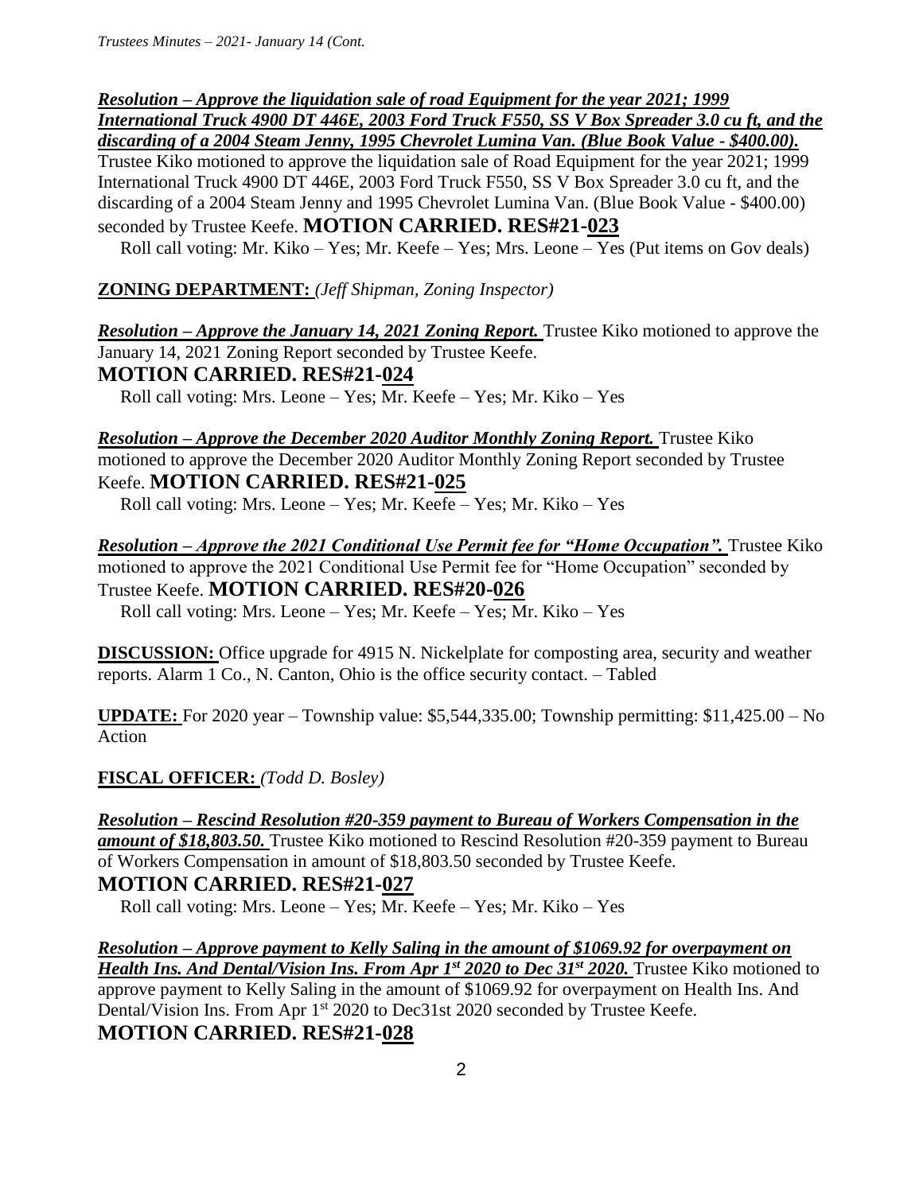***Resolution – Approve the liquidation sale of road Equipment for the year 2021; 1999 International Truck 4900 DT 446E, 2003 Ford Truck F550, SS V Box Spreader 3.0 cu ft, and the discarding of a 2004 Steam Jenny, 1995 Chevrolet Lumina Van. (Blue Book Value - $400.00).***
Trustee Kiko motioned to approve the liquidation sale of Road Equipment for the year 2021; 1999 International Truck 4900 DT 446E, 2003 Ford Truck F550, SS V Box Spreader 3.0 cu ft, and the discarding of a 2004 Steam Jenny and 1995 Chevrolet Lumina Van. (Blue Book Value - $400.00) seconded by Trustee Keefe. **MOTION CARRIED. RES#21-<u>023</u>**

Roll call voting: Mr. Kiko – Yes; Mr. Keefe – Yes; Mrs. Leone – Yes (Put items on Gov deals)

**<u>ZONING DEPARTMENT:</u>** *(Jeff Shipman, Zoning Inspector)*

***Resolution – Approve the January 14, 2021 Zoning Report.*** Trustee Kiko motioned to approve the January 14, 2021 Zoning Report seconded by Trustee Keefe.
**MOTION CARRIED. RES#21-<u>024</u>**

Roll call voting: Mrs. Leone – Yes; Mr. Keefe – Yes; Mr. Kiko – Yes

***Resolution – Approve the December 2020 Auditor Monthly Zoning Report.*** Trustee Kiko motioned to approve the December 2020 Auditor Monthly Zoning Report seconded by Trustee Keefe. **MOTION CARRIED. RES#21-<u>025</u>**

Roll call voting: Mrs. Leone – Yes; Mr. Keefe – Yes; Mr. Kiko – Yes

***Resolution – Approve the 2021 Conditional Use Permit fee for "Home Occupation".*** Trustee Kiko motioned to approve the 2021 Conditional Use Permit fee for "Home Occupation" seconded by Trustee Keefe. **MOTION CARRIED. RES#20-<u>026</u>**

Roll call voting: Mrs. Leone – Yes; Mr. Keefe – Yes; Mr. Kiko – Yes

**<u>DISCUSSION:</u>** Office upgrade for 4915 N. Nickelplate for composting area, security and weather reports. Alarm 1 Co., N. Canton, Ohio is the office security contact. – Tabled

**<u>UPDATE:</u>** For 2020 year – Township value: $5,544,335.00; Township permitting: $11,425.00 – No Action

**<u>FISCAL OFFICER:</u>** *(Todd D. Bosley)*

***Resolution – Rescind Resolution #20-359 payment to Bureau of Workers Compensation in the amount of $18,803.50.*** Trustee Kiko motioned to Rescind Resolution #20-359 payment to Bureau of Workers Compensation in amount of $18,803.50 seconded by Trustee Keefe.
**MOTION CARRIED. RES#21-<u>027</u>**

Roll call voting: Mrs. Leone – Yes; Mr. Keefe – Yes; Mr. Kiko – Yes

***Resolution – Approve payment to Kelly Saling in the amount of $1069.92 for overpayment on Health Ins. And Dental/Vision Ins. From Apr 1st 2020 to Dec 31st 2020.*** Trustee Kiko motioned to approve payment to Kelly Saling in the amount of $1069.92 for overpayment on Health Ins. And Dental/Vision Ins. From Apr 1st 2020 to Dec31st 2020 seconded by Trustee Keefe.
**MOTION CARRIED. RES#21-<u>028</u>**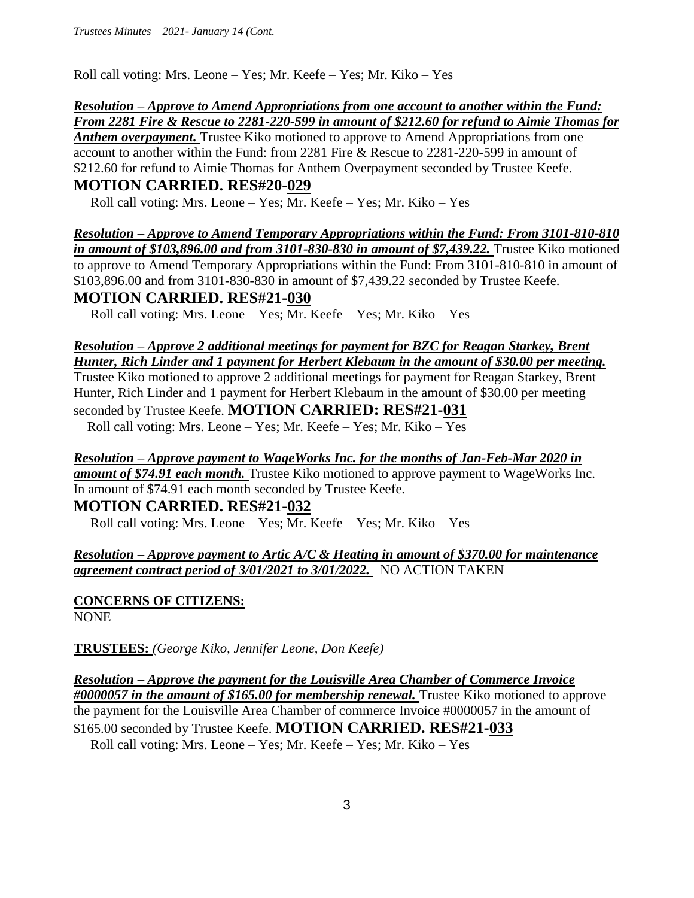Roll call voting: Mrs. Leone – Yes; Mr. Keefe – Yes; Mr. Kiko – Yes

***Resolution – Approve to Amend Appropriations from one account to another within the Fund: From 2281 Fire & Rescue to 2281-220-599 in amount of $212.60 for refund to Aimie Thomas for Anthem overpayment.*** Trustee Kiko motioned to approve to Amend Appropriations from one account to another within the Fund: from 2281 Fire & Rescue to 2281-220-599 in amount of $212.60 for refund to Aimie Thomas for Anthem Overpayment seconded by Trustee Keefe.

**MOTION CARRIED. RES#20-029**

Roll call voting: Mrs. Leone – Yes; Mr. Keefe – Yes; Mr. Kiko – Yes

***Resolution – Approve to Amend Temporary Appropriations within the Fund: From 3101-810-810 in amount of $103,896.00 and from 3101-830-830 in amount of $7,439.22.*** Trustee Kiko motioned to approve to Amend Temporary Appropriations within the Fund: From 3101-810-810 in amount of $103,896.00 and from 3101-830-830 in amount of $7,439.22 seconded by Trustee Keefe.

**MOTION CARRIED. RES#21-030**

Roll call voting: Mrs. Leone – Yes; Mr. Keefe – Yes; Mr. Kiko – Yes

***Resolution – Approve 2 additional meetings for payment for BZC for Reagan Starkey, Brent Hunter, Rich Linder and 1 payment for Herbert Klebaum in the amount of $30.00 per meeting.*** Trustee Kiko motioned to approve 2 additional meetings for payment for Reagan Starkey, Brent Hunter, Rich Linder and 1 payment for Herbert Klebaum in the amount of $30.00 per meeting seconded by Trustee Keefe. **MOTION CARRIED: RES#21-031**

Roll call voting: Mrs. Leone – Yes; Mr. Keefe – Yes; Mr. Kiko – Yes

***Resolution – Approve payment to WageWorks Inc. for the months of Jan-Feb-Mar 2020 in amount of $74.91 each month.*** Trustee Kiko motioned to approve payment to WageWorks Inc. In amount of $74.91 each month seconded by Trustee Keefe.

**MOTION CARRIED. RES#21-032**

Roll call voting: Mrs. Leone – Yes; Mr. Keefe – Yes; Mr. Kiko – Yes

***Resolution – Approve payment to Artic A/C & Heating in amount of $370.00 for maintenance agreement contract period of 3/01/2021 to 3/01/2022.*** NO ACTION TAKEN

**CONCERNS OF CITIZENS:**

NONE

**TRUSTEES:** *(George Kiko, Jennifer Leone, Don Keefe)*

***Resolution – Approve the payment for the Louisville Area Chamber of Commerce Invoice #0000057 in the amount of $165.00 for membership renewal.*** Trustee Kiko motioned to approve the payment for the Louisville Area Chamber of commerce Invoice #0000057 in the amount of $165.00 seconded by Trustee Keefe. **MOTION CARRIED. RES#21-033**

Roll call voting: Mrs. Leone – Yes; Mr. Keefe – Yes; Mr. Kiko – Yes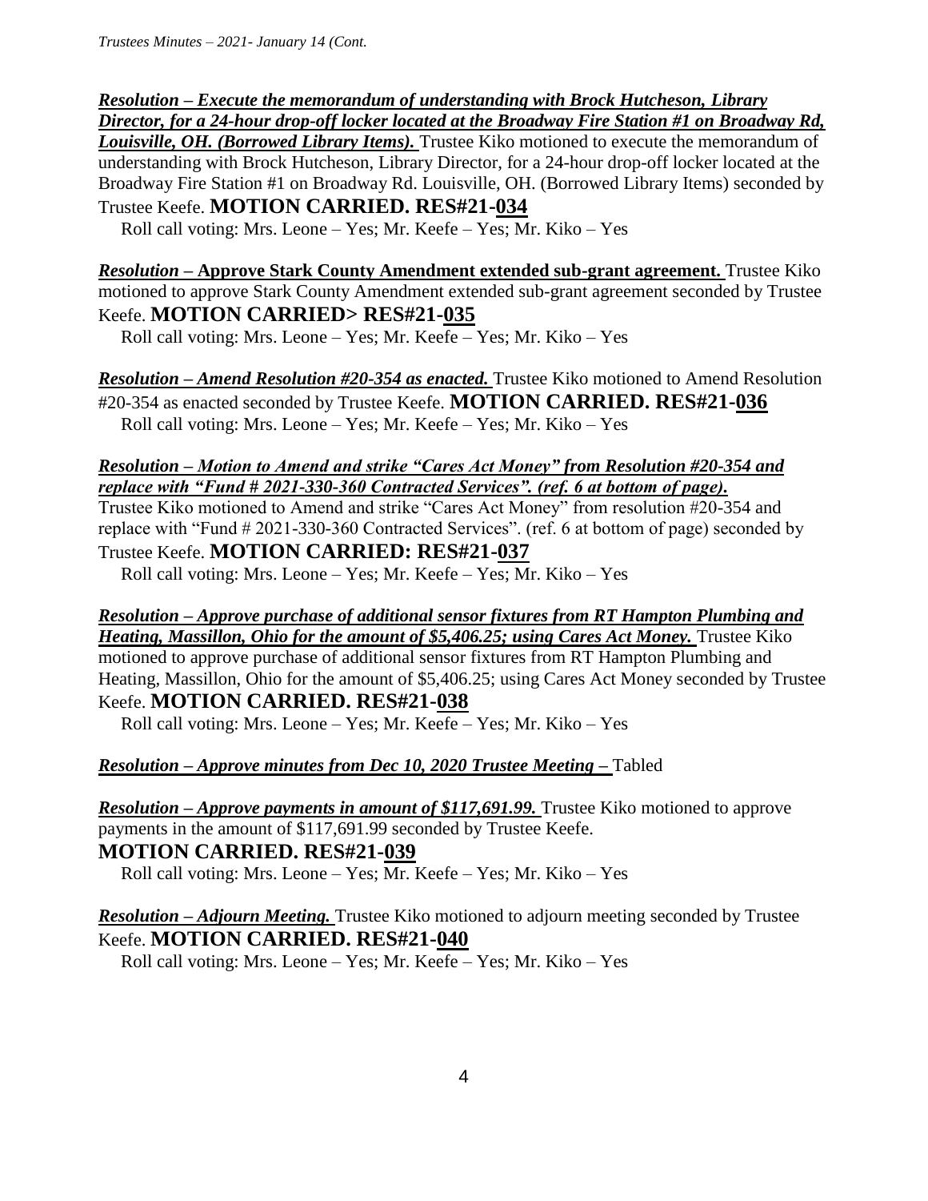***Resolution – Execute the memorandum of understanding with Brock Hutcheson, Library Director, for a 24-hour drop-off locker located at the Broadway Fire Station #1 on Broadway Rd, Louisville, OH. (Borrowed Library Items).*** Trustee Kiko motioned to execute the memorandum of understanding with Brock Hutcheson, Library Director, for a 24-hour drop-off locker located at the Broadway Fire Station #1 on Broadway Rd. Louisville, OH. (Borrowed Library Items) seconded by Trustee Keefe. **MOTION CARRIED. RES#21-034**

Roll call voting: Mrs. Leone – Yes; Mr. Keefe – Yes; Mr. Kiko – Yes

***Resolution* – Approve Stark County Amendment extended sub-grant agreement.** Trustee Kiko motioned to approve Stark County Amendment extended sub-grant agreement seconded by Trustee Keefe. **MOTION CARRIED> RES#21-035**

Roll call voting: Mrs. Leone – Yes; Mr. Keefe – Yes; Mr. Kiko – Yes

***Resolution – Amend Resolution #20-354 as enacted.*** Trustee Kiko motioned to Amend Resolution #20-354 as enacted seconded by Trustee Keefe. **MOTION CARRIED. RES#21-036**

Roll call voting: Mrs. Leone – Yes; Mr. Keefe – Yes; Mr. Kiko – Yes

***Resolution – Motion to Amend and strike "Cares Act Money" from Resolution #20-354 and replace with "Fund # 2021-330-360 Contracted Services". (ref. 6 at bottom of page).***
Trustee Kiko motioned to Amend and strike "Cares Act Money" from resolution #20-354 and replace with "Fund # 2021-330-360 Contracted Services". (ref. 6 at bottom of page) seconded by Trustee Keefe. **MOTION CARRIED: RES#21-037**

Roll call voting: Mrs. Leone – Yes; Mr. Keefe – Yes; Mr. Kiko – Yes

***Resolution – Approve purchase of additional sensor fixtures from RT Hampton Plumbing and Heating, Massillon, Ohio for the amount of $5,406.25; using Cares Act Money.*** Trustee Kiko motioned to approve purchase of additional sensor fixtures from RT Hampton Plumbing and Heating, Massillon, Ohio for the amount of $5,406.25; using Cares Act Money seconded by Trustee Keefe. **MOTION CARRIED. RES#21-038**

Roll call voting: Mrs. Leone – Yes; Mr. Keefe – Yes; Mr. Kiko – Yes

***Resolution – Approve minutes from Dec 10, 2020 Trustee Meeting –*** Tabled

***Resolution – Approve payments in amount of $117,691.99.*** Trustee Kiko motioned to approve payments in the amount of $117,691.99 seconded by Trustee Keefe.
**MOTION CARRIED. RES#21-039**

Roll call voting: Mrs. Leone – Yes; Mr. Keefe – Yes; Mr. Kiko – Yes

***Resolution – Adjourn Meeting.*** Trustee Kiko motioned to adjourn meeting seconded by Trustee Keefe. **MOTION CARRIED. RES#21-040**

Roll call voting: Mrs. Leone – Yes; Mr. Keefe – Yes; Mr. Kiko – Yes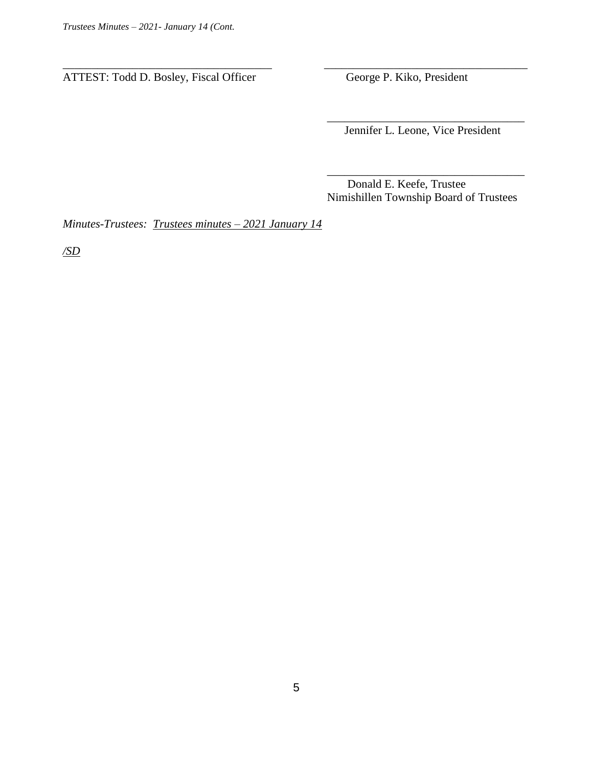_________________________________ _________________________________

ATTEST: Todd D. Bosley, Fiscal Officer George P. Kiko, President

_________________________________

Jennifer L. Leone, Vice President

_________________________________

Donald E. Keefe, Trustee
Nimishillen Township Board of Trustees

*Minutes-Trustees: Trustees minutes – 2021 January 14*

*/SD*